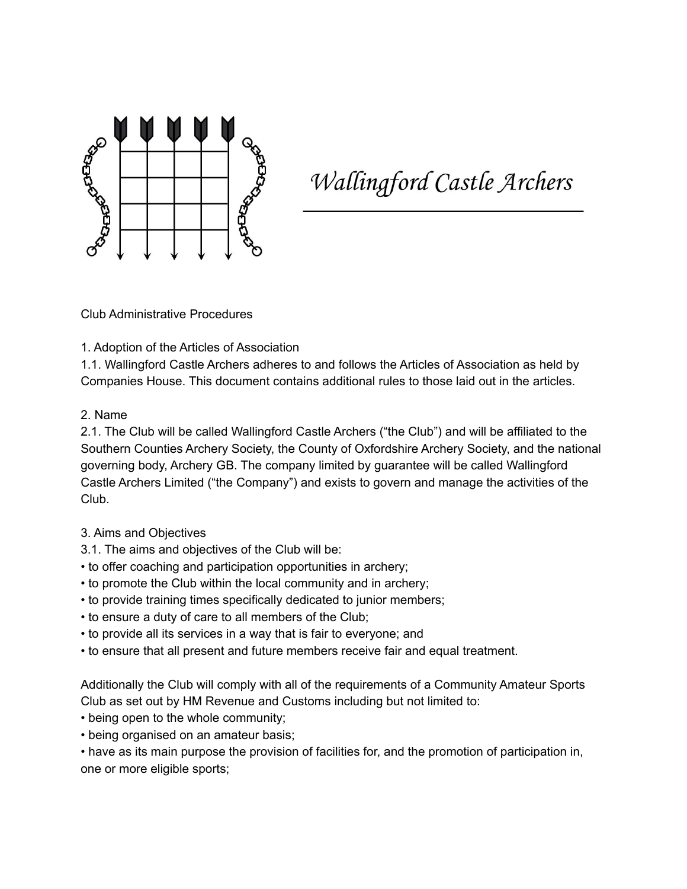Wallingford Castle Archers

Club Administrative Procedures

## 1. Adoption of the Articles of Association

1.1. Wallingford Castle Archers adheres to and follows the Articles of Association as held by Companies House. This document contains additional rules to those laid out in the articles.

## 2. Name

2.1. The Club will be called Wallingford Castle Archers ("the Club") and will be affiliated to the Southern Counties Archery Society, the County of Oxfordshire Archery Society, and the national governing body, Archery GB. The company limited by guarantee will be called Wallingford Castle Archers Limited ("the Company") and exists to govern and manage the activities of the Club.

## 3. Aims and Objectives

3.1. The aims and objectives of the Club will be:

- to offer coaching and participation opportunities in archery;
- to promote the Club within the local community and in archery;
- to provide training times specifically dedicated to junior members;
- to ensure a duty of care to all members of the Club;
- to provide all its services in a way that is fair to everyone; and
- to ensure that all present and future members receive fair and equal treatment.

Additionally the Club will comply with all of the requirements of a Community Amateur Sports Club as set out by HM Revenue and Customs including but not limited to:

- being open to the whole community;
- being organised on an amateur basis;
- have as its main purpose the provision of facilities for, and the promotion of participation in, one or more eligible sports;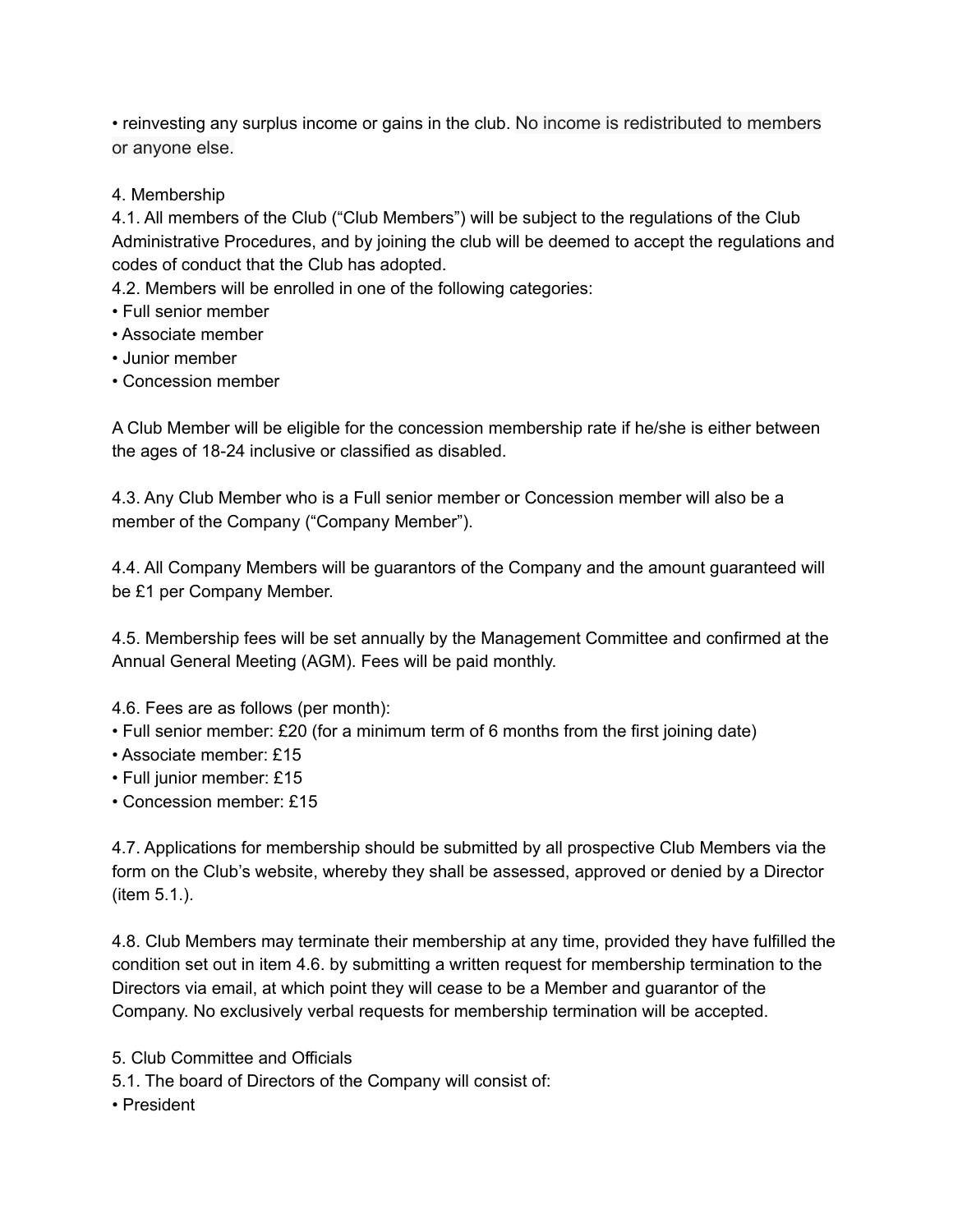• reinvesting any surplus income or gains in the club. No income is redistributed to members or anyone else.

4. Membership

4.1. All members of the Club ("Club Members") will be subject to the regulations of the Club Administrative Procedures, and by joining the club will be deemed to accept the regulations and codes of conduct that the Club has adopted.

4.2. Members will be enrolled in one of the following categories:

- Full senior member
- Associate member
- Junior member
- Concession member

A Club Member will be eligible for the concession membership rate if he/she is either between the ages of 18-24 inclusive or classified as disabled.

4.3. Any Club Member who is a Full senior member or Concession member will also be a member of the Company ("Company Member").

4.4. All Company Members will be guarantors of the Company and the amount guaranteed will be £1 per Company Member.

4.5. Membership fees will be set annually by the Management Committee and confirmed at the Annual General Meeting (AGM). Fees will be paid monthly.

4.6. Fees are as follows (per month):

- Full senior member: £20 (for a minimum term of 6 months from the first joining date)
- Associate member: £15
- Full junior member: £15
- Concession member: £15

4.7. Applications for membership should be submitted by all prospective Club Members via the form on the Club's website, whereby they shall be assessed, approved or denied by a Director (item 5.1.).

4.8. Club Members may terminate their membership at any time, provided they have fulfilled the condition set out in item 4.6. by submitting a written request for membership termination to the Directors via email, at which point they will cease to be a Member and guarantor of the Company. No exclusively verbal requests for membership termination will be accepted.

5. Club Committee and Officials

5.1. The board of Directors of the Company will consist of:

- President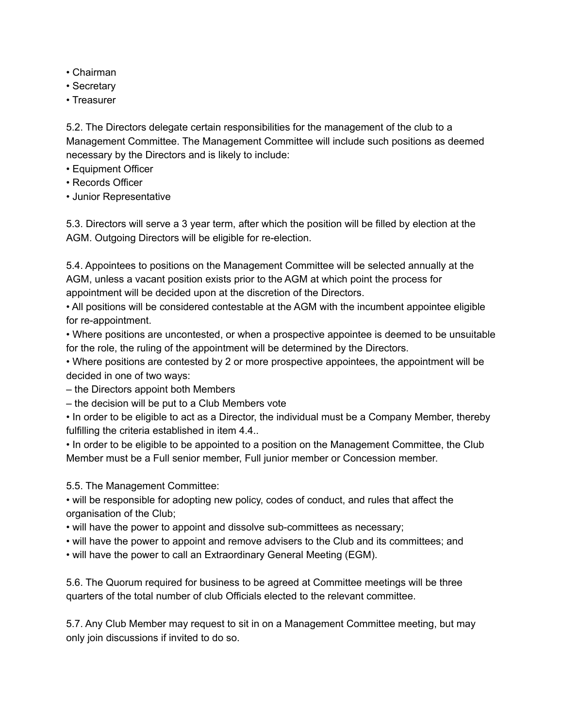- Chairman
- Secretary
- Treasurer

5.2. The Directors delegate certain responsibilities for the management of the club to a Management Committee. The Management Committee will include such positions as deemed necessary by the Directors and is likely to include:

- Equipment Officer
- Records Officer
- Junior Representative

5.3. Directors will serve a 3 year term, after which the position will be filled by election at the AGM. Outgoing Directors will be eligible for re-election.

5.4. Appointees to positions on the Management Committee will be selected annually at the AGM, unless a vacant position exists prior to the AGM at which point the process for appointment will be decided upon at the discretion of the Directors.

- All positions will be considered contestable at the AGM with the incumbent appointee eligible for re-appointment.
- Where positions are uncontested, or when a prospective appointee is deemed to be unsuitable for the role, the ruling of the appointment will be determined by the Directors.
- Where positions are contested by 2 or more prospective appointees, the appointment will be decided in one of two ways:
  – the Directors appoint both Members
  – the decision will be put to a Club Members vote
- In order to be eligible to act as a Director, the individual must be a Company Member, thereby fulfilling the criteria established in item 4.4..
- In order to be eligible to be appointed to a position on the Management Committee, the Club Member must be a Full senior member, Full junior member or Concession member.

5.5. The Management Committee:

- will be responsible for adopting new policy, codes of conduct, and rules that affect the organisation of the Club;
- will have the power to appoint and dissolve sub-committees as necessary;
- will have the power to appoint and remove advisers to the Club and its committees; and
- will have the power to call an Extraordinary General Meeting (EGM).

5.6. The Quorum required for business to be agreed at Committee meetings will be three quarters of the total number of club Officials elected to the relevant committee.

5.7. Any Club Member may request to sit in on a Management Committee meeting, but may only join discussions if invited to do so.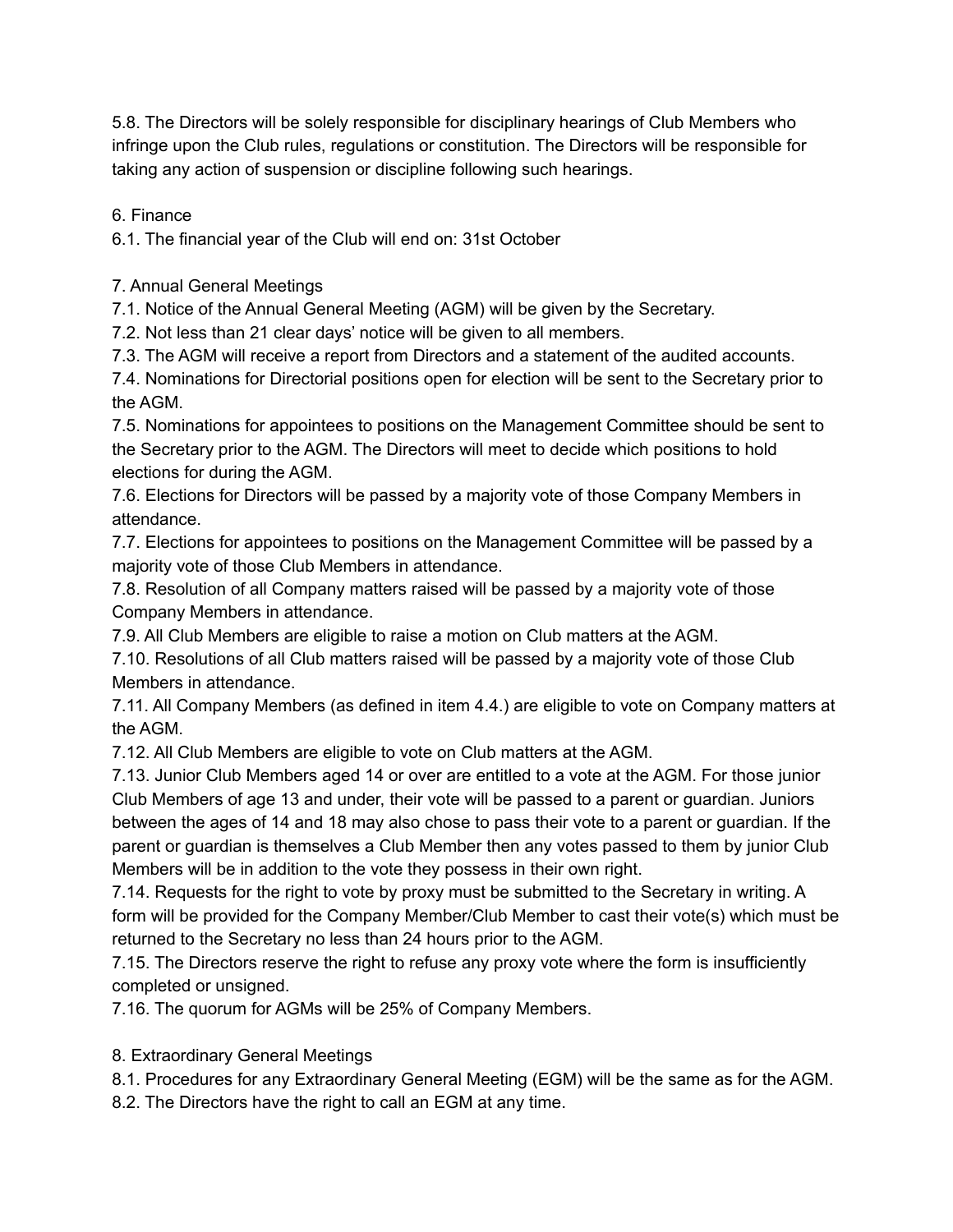5.8. The Directors will be solely responsible for disciplinary hearings of Club Members who infringe upon the Club rules, regulations or constitution. The Directors will be responsible for taking any action of suspension or discipline following such hearings.

## 6. Finance

6.1. The financial year of the Club will end on: 31st October

## 7. Annual General Meetings

7.1. Notice of the Annual General Meeting (AGM) will be given by the Secretary.

7.2. Not less than 21 clear days' notice will be given to all members.

7.3. The AGM will receive a report from Directors and a statement of the audited accounts.

7.4. Nominations for Directorial positions open for election will be sent to the Secretary prior to the AGM.

7.5. Nominations for appointees to positions on the Management Committee should be sent to the Secretary prior to the AGM. The Directors will meet to decide which positions to hold elections for during the AGM.

7.6. Elections for Directors will be passed by a majority vote of those Company Members in attendance.

7.7. Elections for appointees to positions on the Management Committee will be passed by a majority vote of those Club Members in attendance.

7.8. Resolution of all Company matters raised will be passed by a majority vote of those Company Members in attendance.

7.9. All Club Members are eligible to raise a motion on Club matters at the AGM.

7.10. Resolutions of all Club matters raised will be passed by a majority vote of those Club Members in attendance.

7.11. All Company Members (as defined in item 4.4.) are eligible to vote on Company matters at the AGM.

7.12. All Club Members are eligible to vote on Club matters at the AGM.

7.13. Junior Club Members aged 14 or over are entitled to a vote at the AGM. For those junior Club Members of age 13 and under, their vote will be passed to a parent or guardian. Juniors between the ages of 14 and 18 may also chose to pass their vote to a parent or guardian. If the parent or guardian is themselves a Club Member then any votes passed to them by junior Club Members will be in addition to the vote they possess in their own right.

7.14. Requests for the right to vote by proxy must be submitted to the Secretary in writing. A form will be provided for the Company Member/Club Member to cast their vote(s) which must be returned to the Secretary no less than 24 hours prior to the AGM.

7.15. The Directors reserve the right to refuse any proxy vote where the form is insufficiently completed or unsigned.

7.16. The quorum for AGMs will be 25% of Company Members.

## 8. Extraordinary General Meetings

8.1. Procedures for any Extraordinary General Meeting (EGM) will be the same as for the AGM.

8.2. The Directors have the right to call an EGM at any time.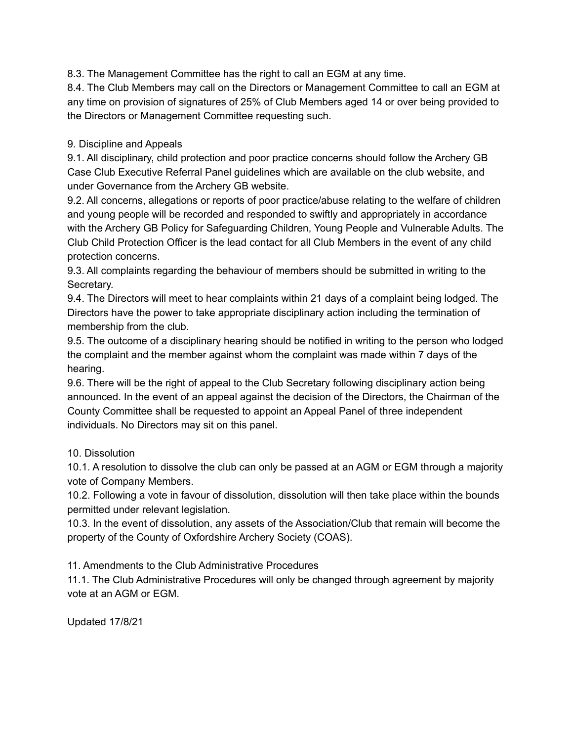8.3. The Management Committee has the right to call an EGM at any time.
8.4. The Club Members may call on the Directors or Management Committee to call an EGM at any time on provision of signatures of 25% of Club Members aged 14 or over being provided to the Directors or Management Committee requesting such.

## 9. Discipline and Appeals

9.1. All disciplinary, child protection and poor practice concerns should follow the Archery GB Case Club Executive Referral Panel guidelines which are available on the club website, and under Governance from the Archery GB website.
9.2. All concerns, allegations or reports of poor practice/abuse relating to the welfare of children and young people will be recorded and responded to swiftly and appropriately in accordance with the Archery GB Policy for Safeguarding Children, Young People and Vulnerable Adults. The Club Child Protection Officer is the lead contact for all Club Members in the event of any child protection concerns.
9.3. All complaints regarding the behaviour of members should be submitted in writing to the Secretary.
9.4. The Directors will meet to hear complaints within 21 days of a complaint being lodged. The Directors have the power to take appropriate disciplinary action including the termination of membership from the club.
9.5. The outcome of a disciplinary hearing should be notified in writing to the person who lodged the complaint and the member against whom the complaint was made within 7 days of the hearing.
9.6. There will be the right of appeal to the Club Secretary following disciplinary action being announced. In the event of an appeal against the decision of the Directors, the Chairman of the County Committee shall be requested to appoint an Appeal Panel of three independent individuals. No Directors may sit on this panel.

## 10. Dissolution

10.1. A resolution to dissolve the club can only be passed at an AGM or EGM through a majority vote of Company Members.
10.2. Following a vote in favour of dissolution, dissolution will then take place within the bounds permitted under relevant legislation.
10.3. In the event of dissolution, any assets of the Association/Club that remain will become the property of the County of Oxfordshire Archery Society (COAS).

## 11. Amendments to the Club Administrative Procedures

11.1. The Club Administrative Procedures will only be changed through agreement by majority vote at an AGM or EGM.

Updated 17/8/21